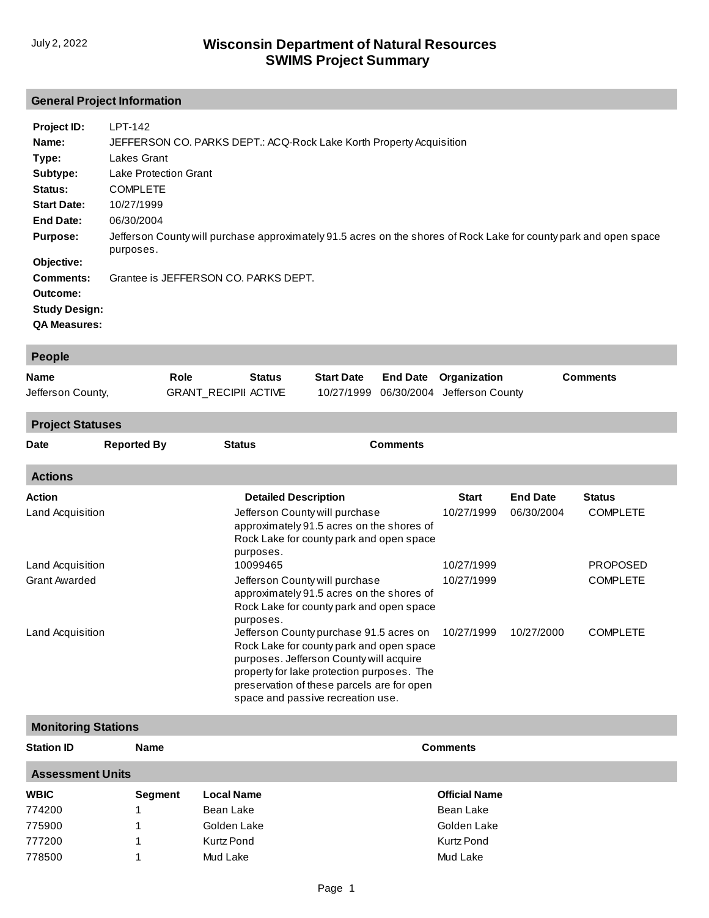July 2, 2022

# Wisconsin Department of Natural Resources
# SWIMS Project Summary

## General Project Information

**Project ID:** LPT-142

**Name:** JEFFERSON CO. PARKS DEPT.: ACQ-Rock Lake Korth Property Acquisition

**Type:** Lakes Grant

**Subtype:** Lake Protection Grant

**Status:** COMPLETE

**Start Date:** 10/27/1999

**End Date:** 06/30/2004

**Purpose:** Jefferson County will purchase approximately 91.5 acres on the shores of Rock Lake for county park and open space purposes.

**Objective:**

**Comments:** Grantee is JEFFERSON CO. PARKS DEPT.

**Outcome:**

**Study Design:**

**QA Measures:**

## People

| Name | Role | Status | Start Date | End Date | Organization | Comments |
|---|---|---|---|---|---|---|
| Jefferson County, | GRANT_RECIPII | ACTIVE | 10/27/1999 | 06/30/2004 | Jefferson County | |

## Project Statuses

| Date | Reported By | Status | Comments |
|---|---|---|---|

## Actions

| Action | Detailed Description | Start | End Date | Status |
|---|---|---|---|---|
| Land Acquisition | Jefferson County will purchase approximately 91.5 acres on the shores of Rock Lake for county park and open space purposes. | 10/27/1999 | 06/30/2004 | COMPLETE |
| Land Acquisition | 10099465 | 10/27/1999 | | PROPOSED |
| Grant Awarded | Jefferson County will purchase approximately 91.5 acres on the shores of Rock Lake for county park and open space purposes. | 10/27/1999 | | COMPLETE |
| Land Acquisition | Jefferson County purchase 91.5 acres on Rock Lake for county park and open space purposes. Jefferson County will acquire property for lake protection purposes. The preservation of these parcels are for open space and passive recreation use. | 10/27/1999 | 10/27/2000 | COMPLETE |

## Monitoring Stations

| Station ID | Name | Comments |
|---|---|---|

## Assessment Units

| WBIC | Segment | Local Name | Official Name |
|---|---|---|---|
| 774200 | 1 | Bean Lake | Bean Lake |
| 775900 | 1 | Golden Lake | Golden Lake |
| 777200 | 1 | Kurtz Pond | Kurtz Pond |
| 778500 | 1 | Mud Lake | Mud Lake |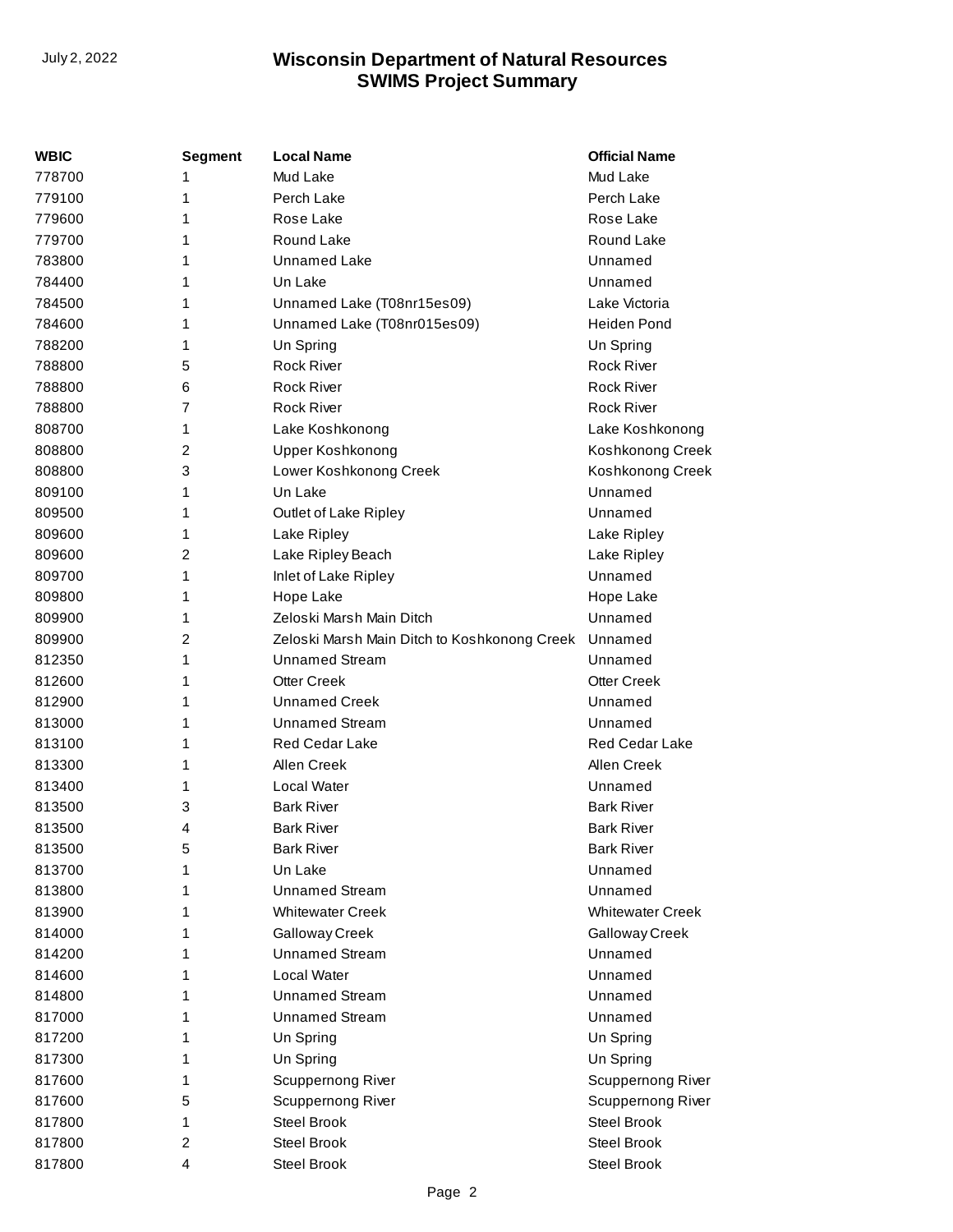| WBIC | Segment | Local Name | Official Name |
|---|---|---|---|
| 778700 | 1 | Mud Lake | Mud Lake |
| 779100 | 1 | Perch Lake | Perch Lake |
| 779600 | 1 | Rose Lake | Rose Lake |
| 779700 | 1 | Round Lake | Round Lake |
| 783800 | 1 | Unnamed Lake | Unnamed |
| 784400 | 1 | Un Lake | Unnamed |
| 784500 | 1 | Unnamed Lake (T08nr15es09) | Lake Victoria |
| 784600 | 1 | Unnamed Lake (T08nr015es09) | Heiden Pond |
| 788200 | 1 | Un Spring | Un Spring |
| 788800 | 5 | Rock River | Rock River |
| 788800 | 6 | Rock River | Rock River |
| 788800 | 7 | Rock River | Rock River |
| 808700 | 1 | Lake Koshkonong | Lake Koshkonong |
| 808800 | 2 | Upper Koshkonong | Koshkonong Creek |
| 808800 | 3 | Lower Koshkonong Creek | Koshkonong Creek |
| 809100 | 1 | Un Lake | Unnamed |
| 809500 | 1 | Outlet of Lake Ripley | Unnamed |
| 809600 | 1 | Lake Ripley | Lake Ripley |
| 809600 | 2 | Lake Ripley Beach | Lake Ripley |
| 809700 | 1 | Inlet of Lake Ripley | Unnamed |
| 809800 | 1 | Hope Lake | Hope Lake |
| 809900 | 1 | Zeloski Marsh Main Ditch | Unnamed |
| 809900 | 2 | Zeloski Marsh Main Ditch to Koshkonong Creek | Unnamed |
| 812350 | 1 | Unnamed Stream | Unnamed |
| 812600 | 1 | Otter Creek | Otter Creek |
| 812900 | 1 | Unnamed Creek | Unnamed |
| 813000 | 1 | Unnamed Stream | Unnamed |
| 813100 | 1 | Red Cedar Lake | Red Cedar Lake |
| 813300 | 1 | Allen Creek | Allen Creek |
| 813400 | 1 | Local Water | Unnamed |
| 813500 | 3 | Bark River | Bark River |
| 813500 | 4 | Bark River | Bark River |
| 813500 | 5 | Bark River | Bark River |
| 813700 | 1 | Un Lake | Unnamed |
| 813800 | 1 | Unnamed Stream | Unnamed |
| 813900 | 1 | Whitewater Creek | Whitewater Creek |
| 814000 | 1 | Galloway Creek | Galloway Creek |
| 814200 | 1 | Unnamed Stream | Unnamed |
| 814600 | 1 | Local Water | Unnamed |
| 814800 | 1 | Unnamed Stream | Unnamed |
| 817000 | 1 | Unnamed Stream | Unnamed |
| 817200 | 1 | Un Spring | Un Spring |
| 817300 | 1 | Un Spring | Un Spring |
| 817600 | 1 | Scuppernong River | Scuppernong River |
| 817600 | 5 | Scuppernong River | Scuppernong River |
| 817800 | 1 | Steel Brook | Steel Brook |
| 817800 | 2 | Steel Brook | Steel Brook |
| 817800 | 4 | Steel Brook | Steel Brook |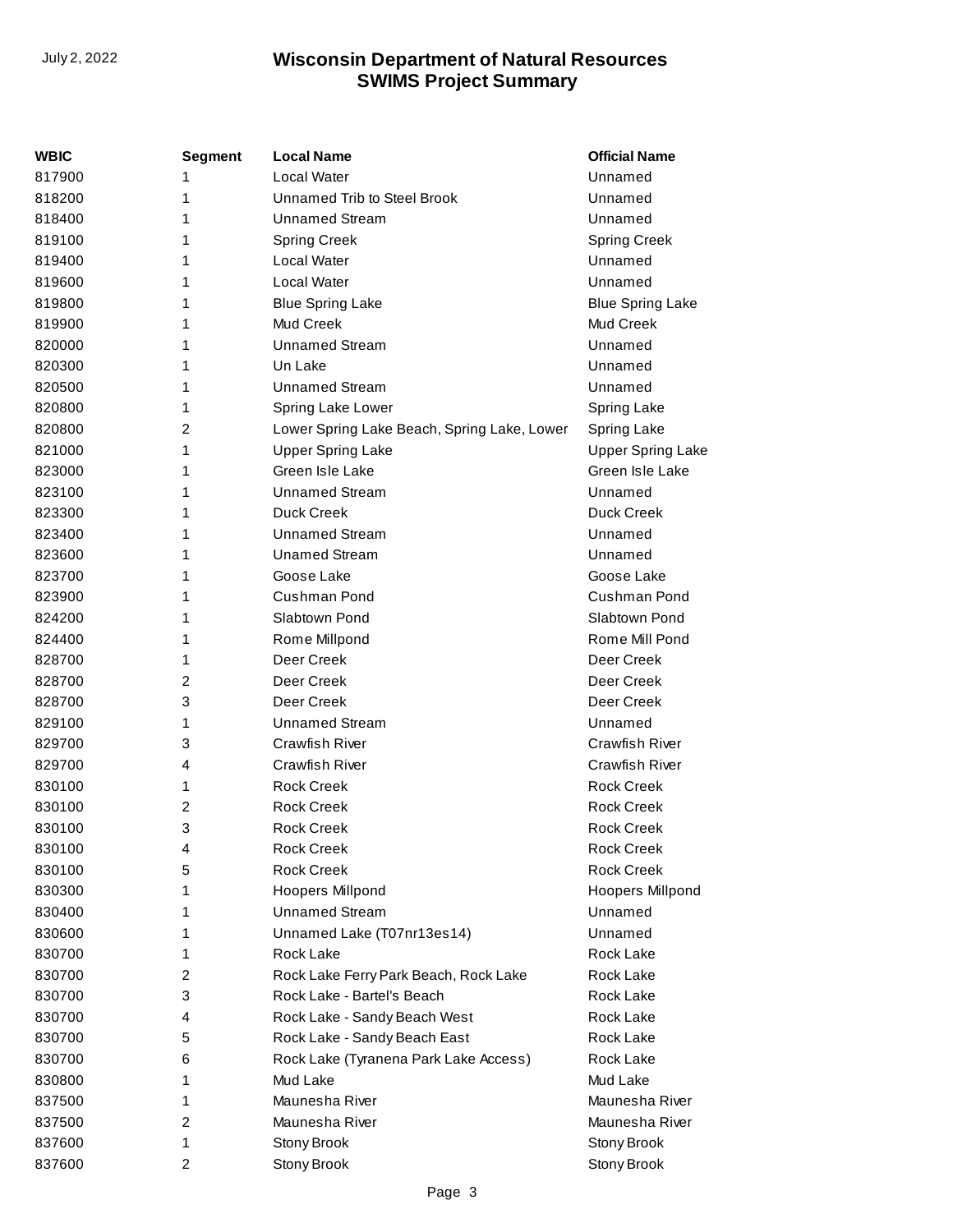| WBIC | Segment | Local Name | Official Name |
| --- | --- | --- | --- |
| 817900 | 1 | Local Water | Unnamed |
| 818200 | 1 | Unnamed Trib to Steel Brook | Unnamed |
| 818400 | 1 | Unnamed Stream | Unnamed |
| 819100 | 1 | Spring Creek | Spring Creek |
| 819400 | 1 | Local Water | Unnamed |
| 819600 | 1 | Local Water | Unnamed |
| 819800 | 1 | Blue Spring Lake | Blue Spring Lake |
| 819900 | 1 | Mud Creek | Mud Creek |
| 820000 | 1 | Unnamed Stream | Unnamed |
| 820300 | 1 | Un Lake | Unnamed |
| 820500 | 1 | Unnamed Stream | Unnamed |
| 820800 | 1 | Spring Lake Lower | Spring Lake |
| 820800 | 2 | Lower Spring Lake Beach, Spring Lake, Lower | Spring Lake |
| 821000 | 1 | Upper Spring Lake | Upper Spring Lake |
| 823000 | 1 | Green Isle Lake | Green Isle Lake |
| 823100 | 1 | Unnamed Stream | Unnamed |
| 823300 | 1 | Duck Creek | Duck Creek |
| 823400 | 1 | Unnamed Stream | Unnamed |
| 823600 | 1 | Unamed Stream | Unnamed |
| 823700 | 1 | Goose Lake | Goose Lake |
| 823900 | 1 | Cushman Pond | Cushman Pond |
| 824200 | 1 | Slabtown Pond | Slabtown Pond |
| 824400 | 1 | Rome Millpond | Rome Mill Pond |
| 828700 | 1 | Deer Creek | Deer Creek |
| 828700 | 2 | Deer Creek | Deer Creek |
| 828700 | 3 | Deer Creek | Deer Creek |
| 829100 | 1 | Unnamed Stream | Unnamed |
| 829700 | 3 | Crawfish River | Crawfish River |
| 829700 | 4 | Crawfish River | Crawfish River |
| 830100 | 1 | Rock Creek | Rock Creek |
| 830100 | 2 | Rock Creek | Rock Creek |
| 830100 | 3 | Rock Creek | Rock Creek |
| 830100 | 4 | Rock Creek | Rock Creek |
| 830100 | 5 | Rock Creek | Rock Creek |
| 830300 | 1 | Hoopers Millpond | Hoopers Millpond |
| 830400 | 1 | Unnamed Stream | Unnamed |
| 830600 | 1 | Unnamed Lake (T07nr13es14) | Unnamed |
| 830700 | 1 | Rock Lake | Rock Lake |
| 830700 | 2 | Rock Lake Ferry Park Beach, Rock Lake | Rock Lake |
| 830700 | 3 | Rock Lake - Bartel's Beach | Rock Lake |
| 830700 | 4 | Rock Lake - Sandy Beach West | Rock Lake |
| 830700 | 5 | Rock Lake - Sandy Beach East | Rock Lake |
| 830700 | 6 | Rock Lake (Tyranena Park Lake Access) | Rock Lake |
| 830800 | 1 | Mud Lake | Mud Lake |
| 837500 | 1 | Maunesha River | Maunesha River |
| 837500 | 2 | Maunesha River | Maunesha River |
| 837600 | 1 | Stony Brook | Stony Brook |
| 837600 | 2 | Stony Brook | Stony Brook |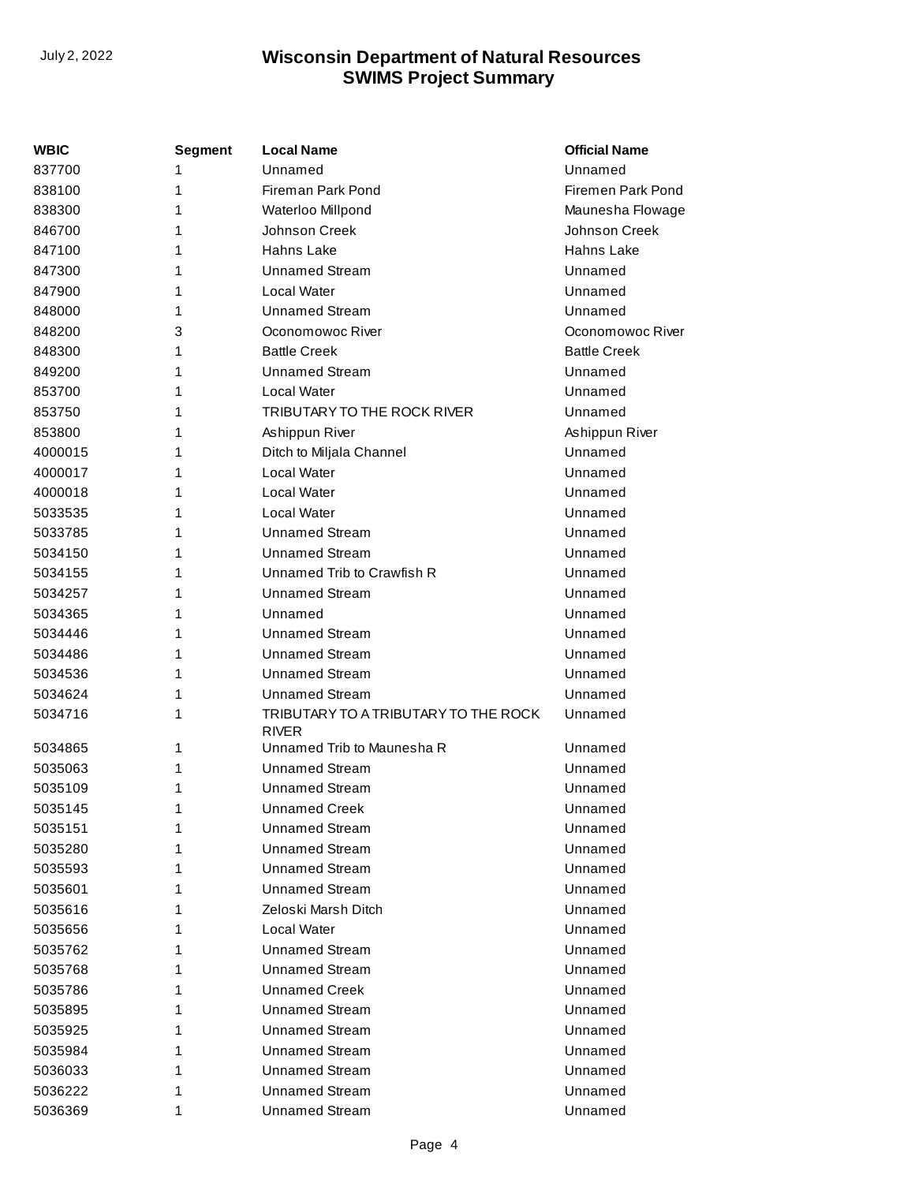| WBIC | Segment | Local Name | Official Name |
|---|---|---|---|
| 837700 | 1 | Unnamed | Unnamed |
| 838100 | 1 | Fireman Park Pond | Firemen Park Pond |
| 838300 | 1 | Waterloo Millpond | Maunesha Flowage |
| 846700 | 1 | Johnson Creek | Johnson Creek |
| 847100 | 1 | Hahns Lake | Hahns Lake |
| 847300 | 1 | Unnamed Stream | Unnamed |
| 847900 | 1 | Local Water | Unnamed |
| 848000 | 1 | Unnamed Stream | Unnamed |
| 848200 | 3 | Oconomowoc River | Oconomowoc River |
| 848300 | 1 | Battle Creek | Battle Creek |
| 849200 | 1 | Unnamed Stream | Unnamed |
| 853700 | 1 | Local Water | Unnamed |
| 853750 | 1 | TRIBUTARY TO THE ROCK RIVER | Unnamed |
| 853800 | 1 | Ashippun River | Ashippun River |
| 4000015 | 1 | Ditch to Miljala Channel | Unnamed |
| 4000017 | 1 | Local Water | Unnamed |
| 4000018 | 1 | Local Water | Unnamed |
| 5033535 | 1 | Local Water | Unnamed |
| 5033785 | 1 | Unnamed Stream | Unnamed |
| 5034150 | 1 | Unnamed Stream | Unnamed |
| 5034155 | 1 | Unnamed Trib to Crawfish R | Unnamed |
| 5034257 | 1 | Unnamed Stream | Unnamed |
| 5034365 | 1 | Unnamed | Unnamed |
| 5034446 | 1 | Unnamed Stream | Unnamed |
| 5034486 | 1 | Unnamed Stream | Unnamed |
| 5034536 | 1 | Unnamed Stream | Unnamed |
| 5034624 | 1 | Unnamed Stream | Unnamed |
| 5034716 | 1 | TRIBUTARY TO A TRIBUTARY TO THE ROCK RIVER | Unnamed |
| 5034865 | 1 | Unnamed Trib to Maunesha R | Unnamed |
| 5035063 | 1 | Unnamed Stream | Unnamed |
| 5035109 | 1 | Unnamed Stream | Unnamed |
| 5035145 | 1 | Unnamed Creek | Unnamed |
| 5035151 | 1 | Unnamed Stream | Unnamed |
| 5035280 | 1 | Unnamed Stream | Unnamed |
| 5035593 | 1 | Unnamed Stream | Unnamed |
| 5035601 | 1 | Unnamed Stream | Unnamed |
| 5035616 | 1 | Zeloski Marsh Ditch | Unnamed |
| 5035656 | 1 | Local Water | Unnamed |
| 5035762 | 1 | Unnamed Stream | Unnamed |
| 5035768 | 1 | Unnamed Stream | Unnamed |
| 5035786 | 1 | Unnamed Creek | Unnamed |
| 5035895 | 1 | Unnamed Stream | Unnamed |
| 5035925 | 1 | Unnamed Stream | Unnamed |
| 5035984 | 1 | Unnamed Stream | Unnamed |
| 5036033 | 1 | Unnamed Stream | Unnamed |
| 5036222 | 1 | Unnamed Stream | Unnamed |
| 5036369 | 1 | Unnamed Stream | Unnamed |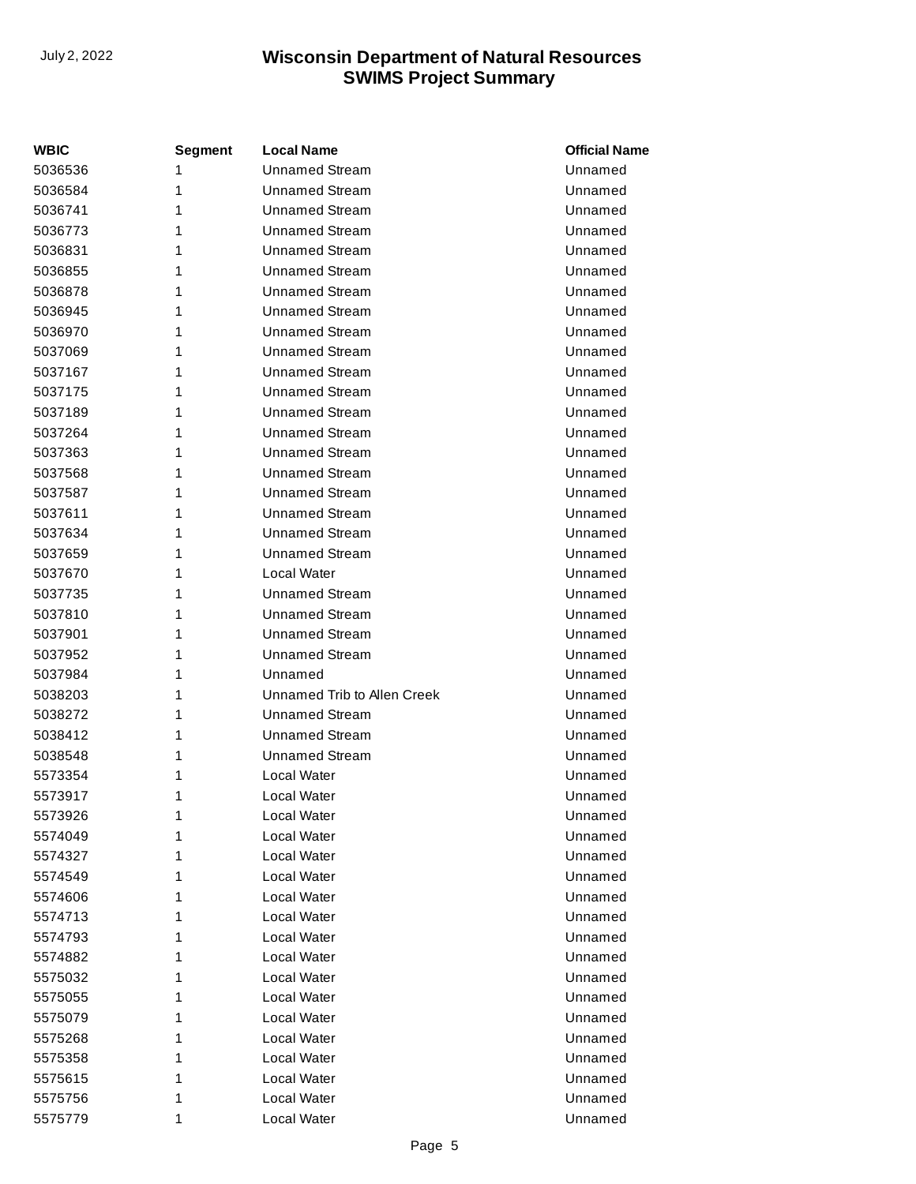| WBIC | Segment | Local Name | Official Name |
|---|---|---|---|
| 5036536 | 1 | Unnamed Stream | Unnamed |
| 5036584 | 1 | Unnamed Stream | Unnamed |
| 5036741 | 1 | Unnamed Stream | Unnamed |
| 5036773 | 1 | Unnamed Stream | Unnamed |
| 5036831 | 1 | Unnamed Stream | Unnamed |
| 5036855 | 1 | Unnamed Stream | Unnamed |
| 5036878 | 1 | Unnamed Stream | Unnamed |
| 5036945 | 1 | Unnamed Stream | Unnamed |
| 5036970 | 1 | Unnamed Stream | Unnamed |
| 5037069 | 1 | Unnamed Stream | Unnamed |
| 5037167 | 1 | Unnamed Stream | Unnamed |
| 5037175 | 1 | Unnamed Stream | Unnamed |
| 5037189 | 1 | Unnamed Stream | Unnamed |
| 5037264 | 1 | Unnamed Stream | Unnamed |
| 5037363 | 1 | Unnamed Stream | Unnamed |
| 5037568 | 1 | Unnamed Stream | Unnamed |
| 5037587 | 1 | Unnamed Stream | Unnamed |
| 5037611 | 1 | Unnamed Stream | Unnamed |
| 5037634 | 1 | Unnamed Stream | Unnamed |
| 5037659 | 1 | Unnamed Stream | Unnamed |
| 5037670 | 1 | Local Water | Unnamed |
| 5037735 | 1 | Unnamed Stream | Unnamed |
| 5037810 | 1 | Unnamed Stream | Unnamed |
| 5037901 | 1 | Unnamed Stream | Unnamed |
| 5037952 | 1 | Unnamed Stream | Unnamed |
| 5037984 | 1 | Unnamed | Unnamed |
| 5038203 | 1 | Unnamed Trib to Allen Creek | Unnamed |
| 5038272 | 1 | Unnamed Stream | Unnamed |
| 5038412 | 1 | Unnamed Stream | Unnamed |
| 5038548 | 1 | Unnamed Stream | Unnamed |
| 5573354 | 1 | Local Water | Unnamed |
| 5573917 | 1 | Local Water | Unnamed |
| 5573926 | 1 | Local Water | Unnamed |
| 5574049 | 1 | Local Water | Unnamed |
| 5574327 | 1 | Local Water | Unnamed |
| 5574549 | 1 | Local Water | Unnamed |
| 5574606 | 1 | Local Water | Unnamed |
| 5574713 | 1 | Local Water | Unnamed |
| 5574793 | 1 | Local Water | Unnamed |
| 5574882 | 1 | Local Water | Unnamed |
| 5575032 | 1 | Local Water | Unnamed |
| 5575055 | 1 | Local Water | Unnamed |
| 5575079 | 1 | Local Water | Unnamed |
| 5575268 | 1 | Local Water | Unnamed |
| 5575358 | 1 | Local Water | Unnamed |
| 5575615 | 1 | Local Water | Unnamed |
| 5575756 | 1 | Local Water | Unnamed |
| 5575779 | 1 | Local Water | Unnamed |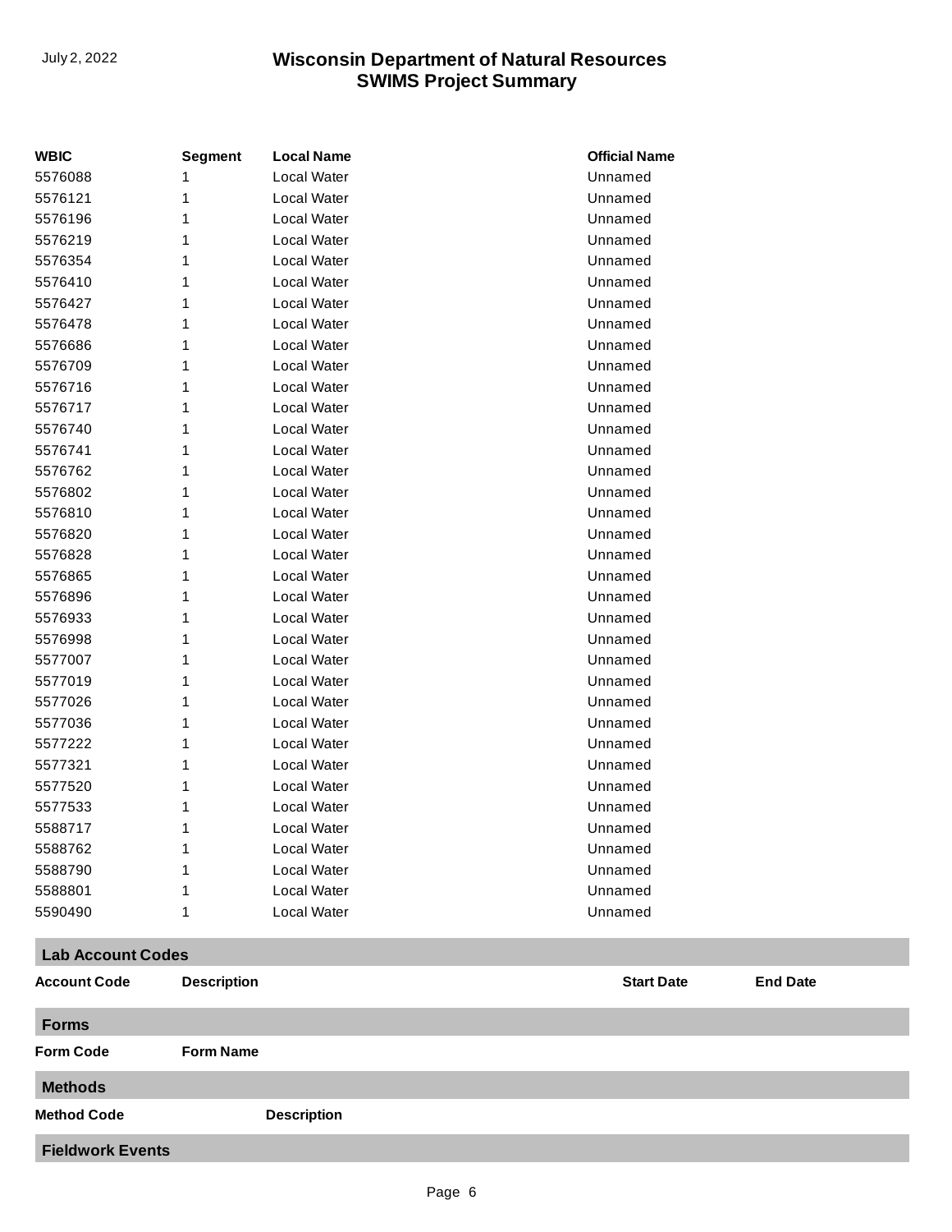| WBIC | Segment | Local Name | Official Name |
|---|---|---|---|
| 5576088 | 1 | Local Water | Unnamed |
| 5576121 | 1 | Local Water | Unnamed |
| 5576196 | 1 | Local Water | Unnamed |
| 5576219 | 1 | Local Water | Unnamed |
| 5576354 | 1 | Local Water | Unnamed |
| 5576410 | 1 | Local Water | Unnamed |
| 5576427 | 1 | Local Water | Unnamed |
| 5576478 | 1 | Local Water | Unnamed |
| 5576686 | 1 | Local Water | Unnamed |
| 5576709 | 1 | Local Water | Unnamed |
| 5576716 | 1 | Local Water | Unnamed |
| 5576717 | 1 | Local Water | Unnamed |
| 5576740 | 1 | Local Water | Unnamed |
| 5576741 | 1 | Local Water | Unnamed |
| 5576762 | 1 | Local Water | Unnamed |
| 5576802 | 1 | Local Water | Unnamed |
| 5576810 | 1 | Local Water | Unnamed |
| 5576820 | 1 | Local Water | Unnamed |
| 5576828 | 1 | Local Water | Unnamed |
| 5576865 | 1 | Local Water | Unnamed |
| 5576896 | 1 | Local Water | Unnamed |
| 5576933 | 1 | Local Water | Unnamed |
| 5576998 | 1 | Local Water | Unnamed |
| 5577007 | 1 | Local Water | Unnamed |
| 5577019 | 1 | Local Water | Unnamed |
| 5577026 | 1 | Local Water | Unnamed |
| 5577036 | 1 | Local Water | Unnamed |
| 5577222 | 1 | Local Water | Unnamed |
| 5577321 | 1 | Local Water | Unnamed |
| 5577520 | 1 | Local Water | Unnamed |
| 5577533 | 1 | Local Water | Unnamed |
| 5588717 | 1 | Local Water | Unnamed |
| 5588762 | 1 | Local Water | Unnamed |
| 5588790 | 1 | Local Water | Unnamed |
| 5588801 | 1 | Local Water | Unnamed |
| 5590490 | 1 | Local Water | Unnamed |

## Lab Account Codes

| Account Code | Description | Start Date | End Date |
|---|---|---|---|

## Forms

| Form Code | Form Name |
|---|---|

## Methods

| Method Code | Description |
|---|---|

## Fieldwork Events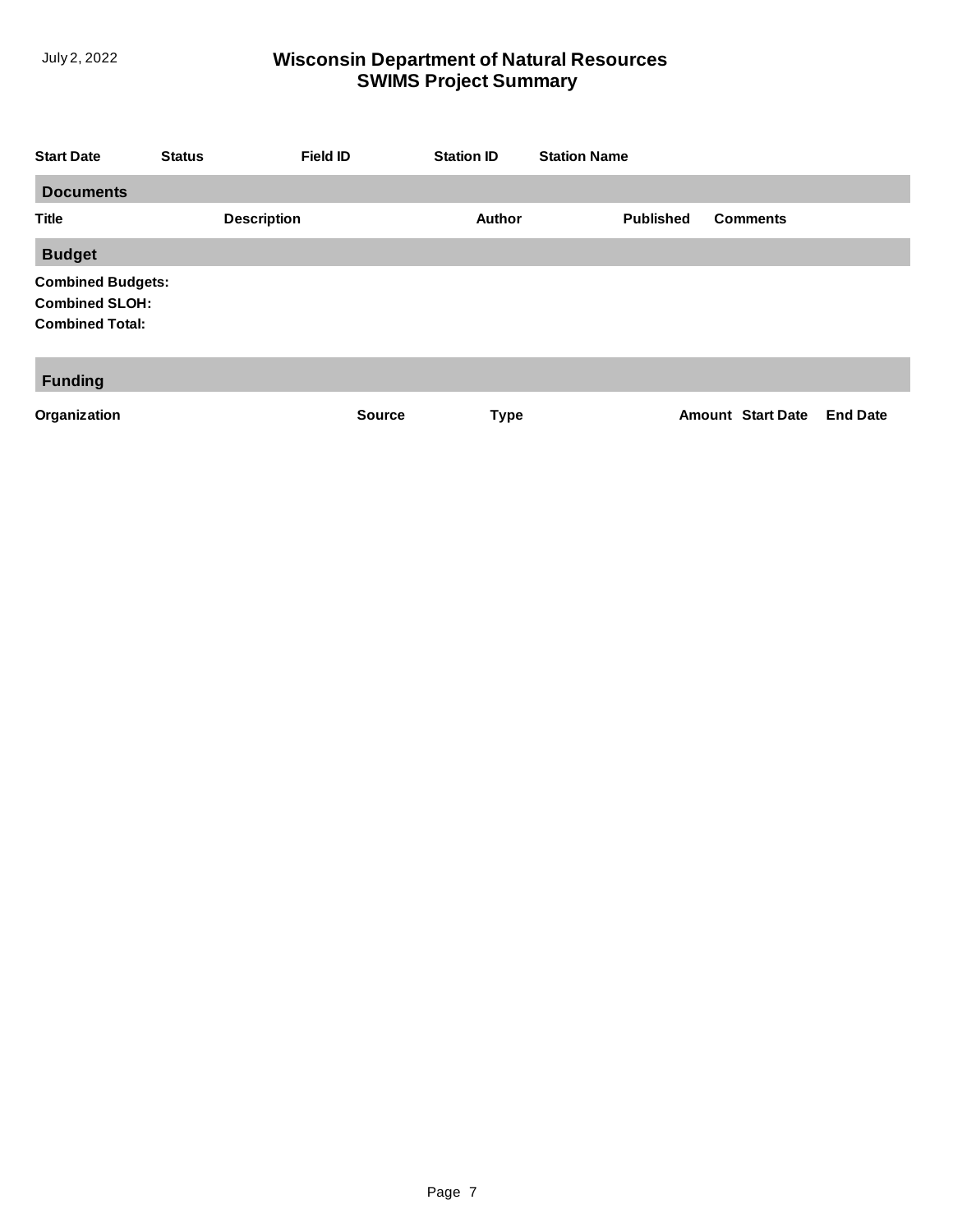| Start Date | Status | Field ID | Station ID | Station Name |
|---|---|---|---|---|

## Documents

| Title | Description | Author | Published | Comments |
|---|---|---|---|---|

## Budget

**Combined Budgets:**

**Combined SLOH:**

**Combined Total:**

## Funding

| Organization | Source | Type | Amount | Start Date | End Date |
|---|---|---|---|---|---|